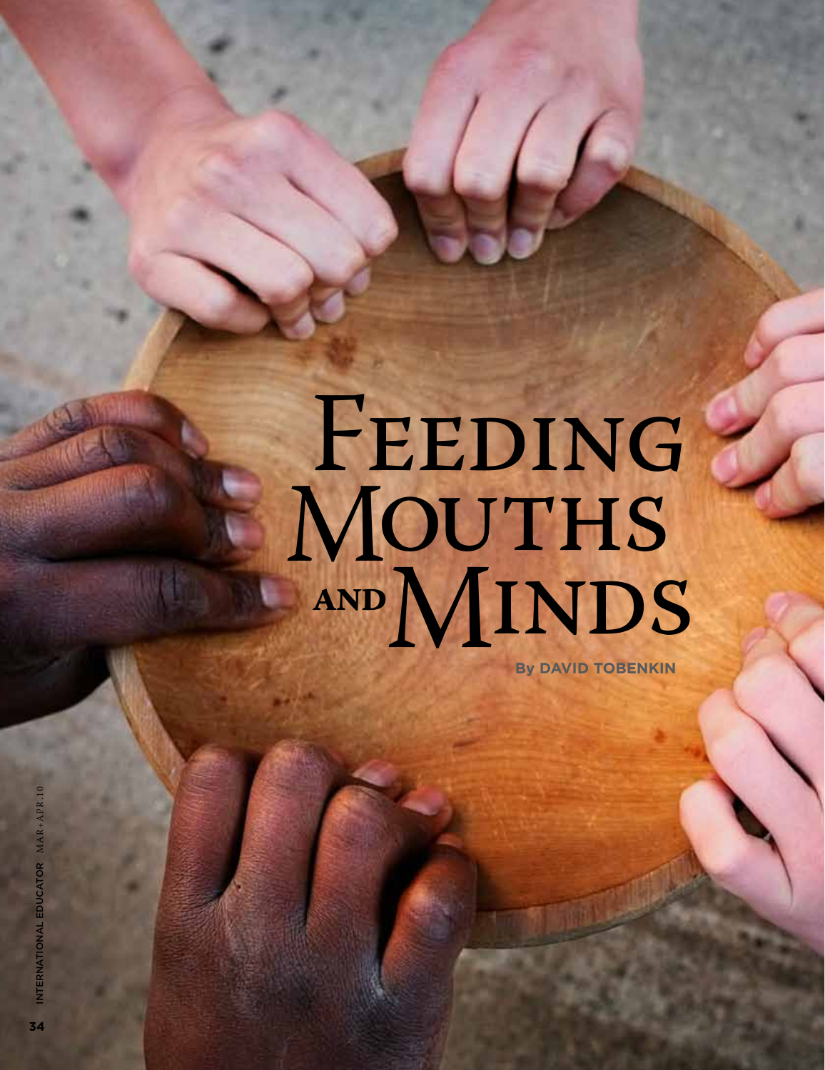# Feeding Mouths and Minds

By DAVID TOBENKIN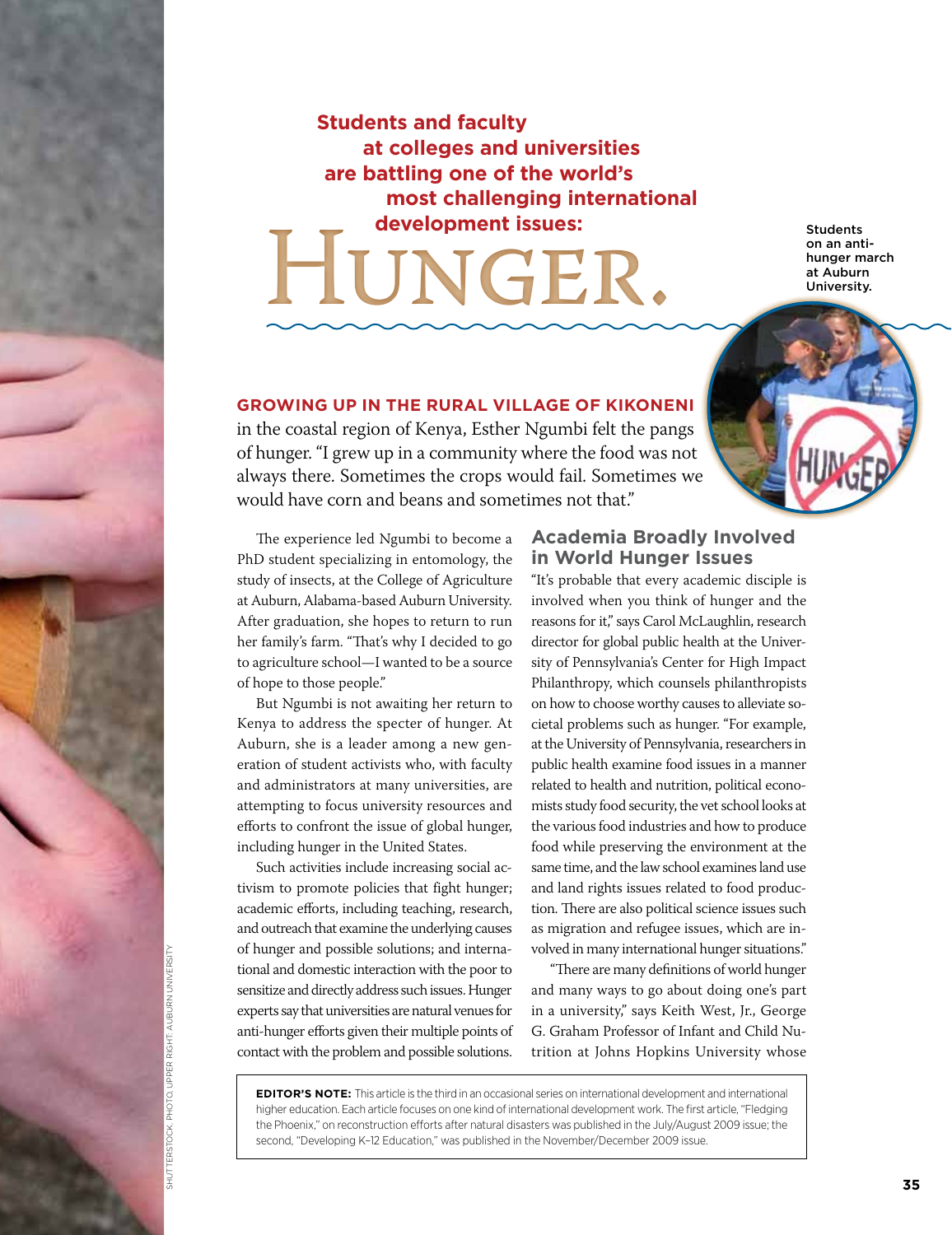**Students and faculty at colleges and universities are battling one of the world's most challenging international development issues:**

# HUNGER.

Students on an anti-hunger march at Auburn University.

**GROWING UP IN THE RURAL VILLAGE OF KIKONENI** in the coastal region of Kenya, Esther Ngumbi felt the pangs of hunger. "I grew up in a community where the food was not always there. Sometimes the crops would fail. Sometimes we would have corn and beans and sometimes not that."

The experience led Ngumbi to become a PhD student specializing in entomology, the study of insects, at the College of Agriculture at Auburn, Alabama-based Auburn University. After graduation, she hopes to return to run her family's farm. "That's why I decided to go to agriculture school—I wanted to be a source of hope to those people."

But Ngumbi is not awaiting her return to Kenya to address the specter of hunger. At Auburn, she is a leader among a new generation of student activists who, with faculty and administrators at many universities, are attempting to focus university resources and efforts to confront the issue of global hunger, including hunger in the United States.

Such activities include increasing social activism to promote policies that fight hunger; academic efforts, including teaching, research, and outreach that examine the underlying causes of hunger and possible solutions; and international and domestic interaction with the poor to sensitize and directly address such issues. Hunger experts say that universities are natural venues for anti-hunger efforts given their multiple points of contact with the problem and possible solutions.

## Academia Broadly Involved in World Hunger Issues

"It's probable that every academic disciple is involved when you think of hunger and the reasons for it," says Carol McLaughlin, research director for global public health at the University of Pennsylvania's Center for High Impact Philanthropy, which counsels philanthropists on how to choose worthy causes to alleviate societal problems such as hunger. "For example, at the University of Pennsylvania, researchers in public health examine food issues in a manner related to health and nutrition, political economists study food security, the vet school looks at the various food industries and how to produce food while preserving the environment at the same time, and the law school examines land use and land rights issues related to food production. There are also political science issues such as migration and refugee issues, which are involved in many international hunger situations."

"There are many definitions of world hunger and many ways to go about doing one's part in a university," says Keith West, Jr., George G. Graham Professor of Infant and Child Nutrition at Johns Hopkins University whose

**EDITOR'S NOTE:** This article is the third in an occasional series on international development and international higher education. Each article focuses on one kind of international development work. The first article, "Fledging the Phoenix," on reconstruction efforts after natural disasters was published in the July/August 2009 issue; the second, "Developing K–12 Education," was published in the November/December 2009 issue.

SHUTTERSTOCK. PHOTO, UPPER RIGHT: AUBURN UNIVERSITY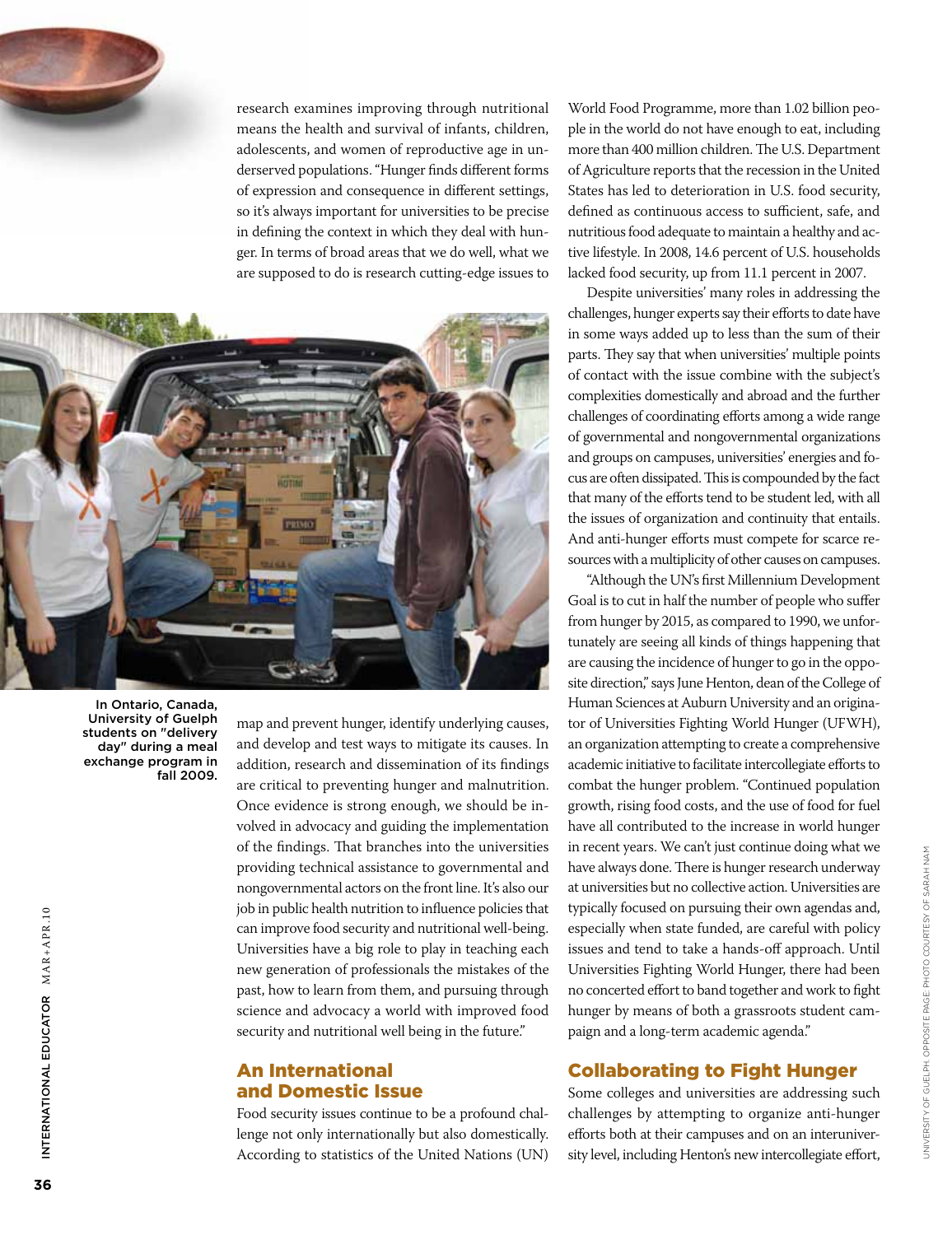research examines improving through nutritional means the health and survival of infants, children, adolescents, and women of reproductive age in underserved populations. "Hunger finds different forms of expression and consequence in different settings, so it's always important for universities to be precise in defining the context in which they deal with hunger. In terms of broad areas that we do well, what we are supposed to do is research cutting-edge issues to map and prevent hunger, identify underlying causes, and develop and test ways to mitigate its causes. In addition, research and dissemination of its findings are critical to preventing hunger and malnutrition. Once evidence is strong enough, we should be involved in advocacy and guiding the implementation of the findings. That branches into the universities providing technical assistance to governmental and nongovernmental actors on the front line. It's also our job in public health nutrition to influence policies that can improve food security and nutritional well-being. Universities have a big role to play in teaching each new generation of professionals the mistakes of the past, how to learn from them, and pursuing through science and advocacy a world with improved food security and nutritional well being in the future."

In Ontario, Canada, University of Guelph students on "delivery day" during a meal exchange program in fall 2009.

## An International and Domestic Issue

Food security issues continue to be a profound challenge not only internationally but also domestically. According to statistics of the United Nations (UN) World Food Programme, more than 1.02 billion people in the world do not have enough to eat, including more than 400 million children. The U.S. Department of Agriculture reports that the recession in the United States has led to deterioration in U.S. food security, defined as continuous access to sufficient, safe, and nutritious food adequate to maintain a healthy and active lifestyle. In 2008, 14.6 percent of U.S. households lacked food security, up from 11.1 percent in 2007.

Despite universities' many roles in addressing the challenges, hunger experts say their efforts to date have in some ways added up to less than the sum of their parts. They say that when universities' multiple points of contact with the issue combine with the subject's complexities domestically and abroad and the further challenges of coordinating efforts among a wide range of governmental and nongovernmental organizations and groups on campuses, universities' energies and focus are often dissipated. This is compounded by the fact that many of the efforts tend to be student led, with all the issues of organization and continuity that entails. And anti-hunger efforts must compete for scarce resources with a multiplicity of other causes on campuses.

"Although the UN's first Millennium Development Goal is to cut in half the number of people who suffer from hunger by 2015, as compared to 1990, we unfortunately are seeing all kinds of things happening that are causing the incidence of hunger to go in the opposite direction," says June Henton, dean of the College of Human Sciences at Auburn University and an originator of Universities Fighting World Hunger (UFWH), an organization attempting to create a comprehensive academic initiative to facilitate intercollegiate efforts to combat the hunger problem. "Continued population growth, rising food costs, and the use of food for fuel have all contributed to the increase in world hunger in recent years. We can't just continue doing what we have always done. There is hunger research underway at universities but no collective action. Universities are typically focused on pursuing their own agendas and, especially when state funded, are careful with policy issues and tend to take a hands-off approach. Until Universities Fighting World Hunger, there had been no concerted effort to band together and work to fight hunger by means of both a grassroots student campaign and a long-term academic agenda."

## Collaborating to Fight Hunger

Some colleges and universities are addressing such challenges by attempting to organize anti-hunger efforts both at their campuses and on an interuniversity level, including Henton's new intercollegiate effort,

University of Guelph. Opposite page: photo courtesy of Sarah Nam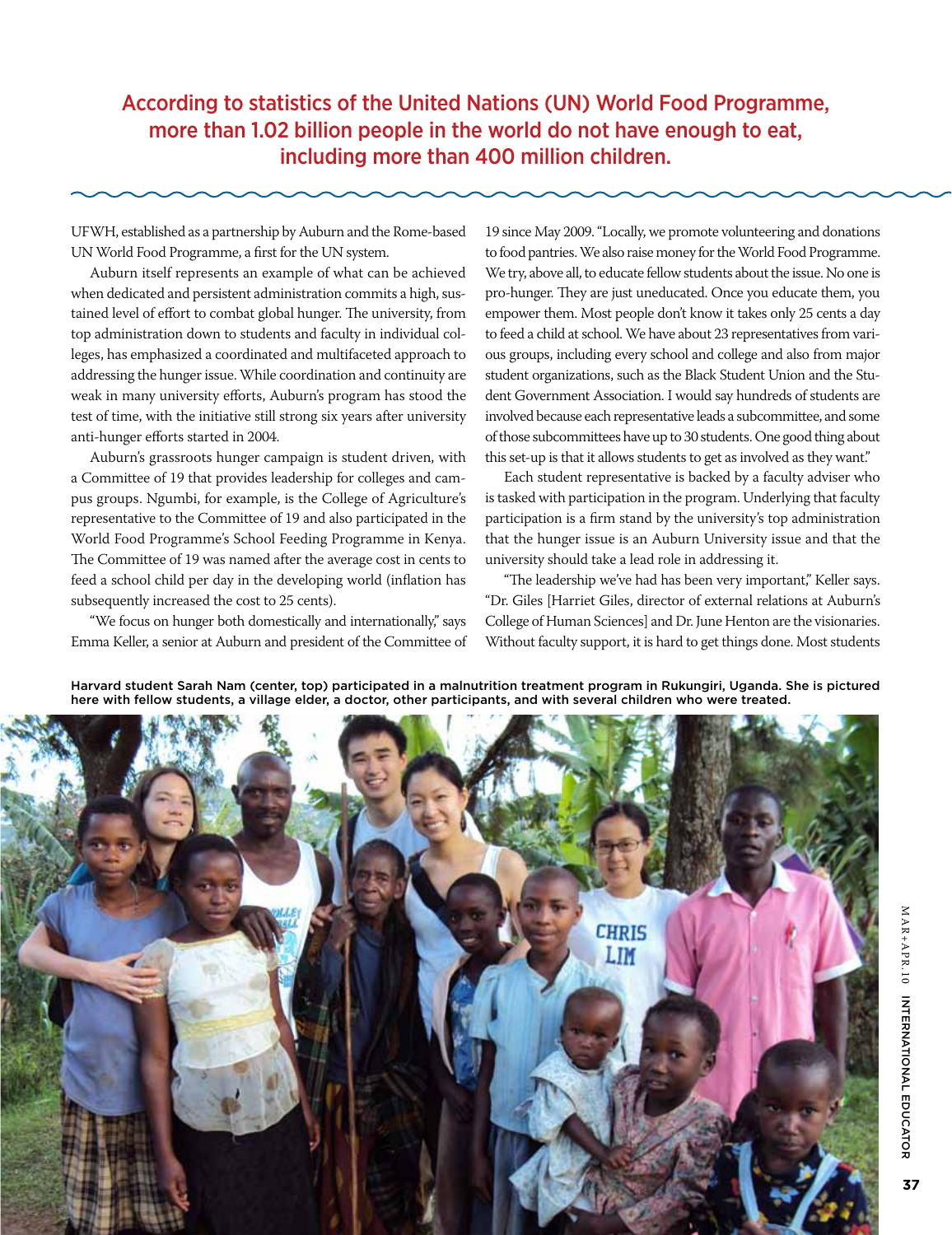**According to statistics of the United Nations (UN) World Food Programme, more than 1.02 billion people in the world do not have enough to eat, including more than 400 million children.**

UFWH, established as a partnership by Auburn and the Rome-based UN World Food Programme, a first for the UN system.

Auburn itself represents an example of what can be achieved when dedicated and persistent administration commits a high, sustained level of effort to combat global hunger. The university, from top administration down to students and faculty in individual colleges, has emphasized a coordinated and multifaceted approach to addressing the hunger issue. While coordination and continuity are weak in many university efforts, Auburn's program has stood the test of time, with the initiative still strong six years after university anti-hunger efforts started in 2004.

Auburn's grassroots hunger campaign is student driven, with a Committee of 19 that provides leadership for colleges and campus groups. Ngumbi, for example, is the College of Agriculture's representative to the Committee of 19 and also participated in the World Food Programme's School Feeding Programme in Kenya. The Committee of 19 was named after the average cost in cents to feed a school child per day in the developing world (inflation has subsequently increased the cost to 25 cents).

"We focus on hunger both domestically and internationally," says Emma Keller, a senior at Auburn and president of the Committee of 19 since May 2009. "Locally, we promote volunteering and donations to food pantries. We also raise money for the World Food Programme. We try, above all, to educate fellow students about the issue. No one is pro-hunger. They are just uneducated. Once you educate them, you empower them. Most people don't know it takes only 25 cents a day to feed a child at school. We have about 23 representatives from various groups, including every school and college and also from major student organizations, such as the Black Student Union and the Student Government Association. I would say hundreds of students are involved because each representative leads a subcommittee, and some of those subcommittees have up to 30 students. One good thing about this set-up is that it allows students to get as involved as they want."

Each student representative is backed by a faculty adviser who is tasked with participation in the program. Underlying that faculty participation is a firm stand by the university's top administration that the hunger issue is an Auburn University issue and that the university should take a lead role in addressing it.

"The leadership we've had has been very important," Keller says. "Dr. Giles [Harriet Giles, director of external relations at Auburn's College of Human Sciences] and Dr. June Henton are the visionaries. Without faculty support, it is hard to get things done. Most students

Harvard student Sarah Nam (center, top) participated in a malnutrition treatment program in Rukungiri, Uganda. She is pictured here with fellow students, a village elder, a doctor, other participants, and with several children who were treated.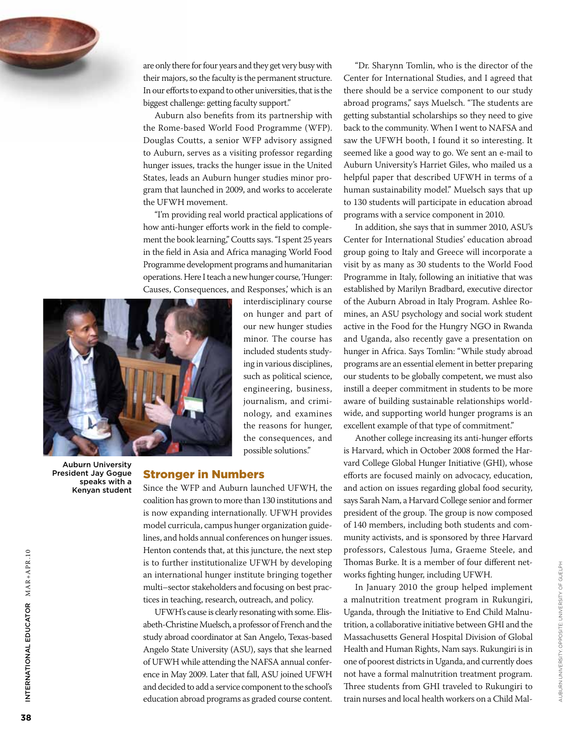are only there for four years and they get very busy with their majors, so the faculty is the permanent structure. In our efforts to expand to other universities, that is the biggest challenge: getting faculty support."

Auburn also benefits from its partnership with the Rome-based World Food Programme (WFP). Douglas Coutts, a senior WFP advisory assigned to Auburn, serves as a visiting professor regarding hunger issues, tracks the hunger issue in the United States, leads an Auburn hunger studies minor program that launched in 2009, and works to accelerate the UFWH movement.

"I'm providing real world practical applications of how anti-hunger efforts work in the field to complement the book learning," Coutts says. "I spent 25 years in the field in Asia and Africa managing World Food Programme development programs and humanitarian operations. Here I teach a new hunger course, 'Hunger: Causes, Consequences, and Responses,' which is an interdisciplinary course on hunger and part of our new hunger studies minor. The course has included students studying in various disciplines, such as political science, engineering, business, journalism, and criminology, and examines the reasons for hunger, the consequences, and possible solutions."

Auburn University President Jay Gogue speaks with a Kenyan student

## Stronger in Numbers

Since the WFP and Auburn launched UFWH, the coalition has grown to more than 130 institutions and is now expanding internationally. UFWH provides model curricula, campus hunger organization guidelines, and holds annual conferences on hunger issues. Henton contends that, at this juncture, the next step is to further institutionalize UFWH by developing an international hunger institute bringing together multi–sector stakeholders and focusing on best practices in teaching, research, outreach, and policy.

UFWH's cause is clearly resonating with some. Elisabeth-Christine Muelsch, a professor of French and the study abroad coordinator at San Angelo, Texas-based Angelo State University (ASU), says that she learned of UFWH while attending the NAFSA annual conference in May 2009. Later that fall, ASU joined UFWH and decided to add a service component to the school's education abroad programs as graded course content.

"Dr. Sharynn Tomlin, who is the director of the Center for International Studies, and I agreed that there should be a service component to our study abroad programs," says Muelsch. "The students are getting substantial scholarships so they need to give back to the community. When I went to NAFSA and saw the UFWH booth, I found it so interesting. It seemed like a good way to go. We sent an e-mail to Auburn University's Harriet Giles, who mailed us a helpful paper that described UFWH in terms of a human sustainability model." Muelsch says that up to 130 students will participate in education abroad programs with a service component in 2010.

In addition, she says that in summer 2010, ASU's Center for International Studies' education abroad group going to Italy and Greece will incorporate a visit by as many as 30 students to the World Food Programme in Italy, following an initiative that was established by Marilyn Bradbard, executive director of the Auburn Abroad in Italy Program. Ashlee Romines, an ASU psychology and social work student active in the Food for the Hungry NGO in Rwanda and Uganda, also recently gave a presentation on hunger in Africa. Says Tomlin: "While study abroad programs are an essential element in better preparing our students to be globally competent, we must also instill a deeper commitment in students to be more aware of building sustainable relationships worldwide, and supporting world hunger programs is an excellent example of that type of commitment."

Another college increasing its anti-hunger efforts is Harvard, which in October 2008 formed the Harvard College Global Hunger Initiative (GHI), whose efforts are focused mainly on advocacy, education, and action on issues regarding global food security, says Sarah Nam, a Harvard College senior and former president of the group. The group is now composed of 140 members, including both students and community activists, and is sponsored by three Harvard professors, Calestous Juma, Graeme Steele, and Thomas Burke. It is a member of four different networks fighting hunger, including UFWH.

In January 2010 the group helped implement a malnutrition treatment program in Rukungiri, Uganda, through the Initiative to End Child Malnutrition, a collaborative initiative between GHI and the Massachusetts General Hospital Division of Global Health and Human Rights, Nam says. Rukungiri is in one of poorest districts in Uganda, and currently does not have a formal malnutrition treatment program. Three students from GHI traveled to Rukungiri to train nurses and local health workers on a Child Mal-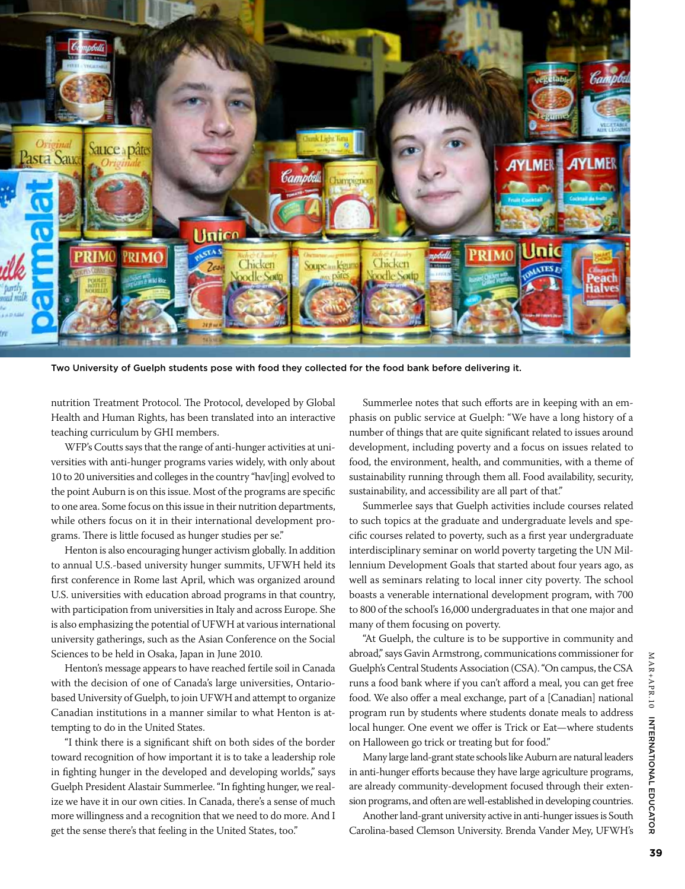Two University of Guelph students pose with food they collected for the food bank before delivering it.

nutrition Treatment Protocol. The Protocol, developed by Global Health and Human Rights, has been translated into an interactive teaching curriculum by GHI members.

WFP's Coutts says that the range of anti-hunger activities at universities with anti-hunger programs varies widely, with only about 10 to 20 universities and colleges in the country "hav[ing] evolved to the point Auburn is on this issue. Most of the programs are specific to one area. Some focus on this issue in their nutrition departments, while others focus on it in their international development programs. There is little focused as hunger studies per se."

Henton is also encouraging hunger activism globally. In addition to annual U.S.-based university hunger summits, UFWH held its first conference in Rome last April, which was organized around U.S. universities with education abroad programs in that country, with participation from universities in Italy and across Europe. She is also emphasizing the potential of UFWH at various international university gatherings, such as the Asian Conference on the Social Sciences to be held in Osaka, Japan in June 2010.

Henton's message appears to have reached fertile soil in Canada with the decision of one of Canada's large universities, Ontario-based University of Guelph, to join UFWH and attempt to organize Canadian institutions in a manner similar to what Henton is attempting to do in the United States.

"I think there is a significant shift on both sides of the border toward recognition of how important it is to take a leadership role in fighting hunger in the developed and developing worlds," says Guelph President Alastair Summerlee. "In fighting hunger, we realize we have it in our own cities. In Canada, there's a sense of much more willingness and a recognition that we need to do more. And I get the sense there's that feeling in the United States, too."

Summerlee notes that such efforts are in keeping with an emphasis on public service at Guelph: "We have a long history of a number of things that are quite significant related to issues around development, including poverty and a focus on issues related to food, the environment, health, and communities, with a theme of sustainability running through them all. Food availability, security, sustainability, and accessibility are all part of that."

Summerlee says that Guelph activities include courses related to such topics at the graduate and undergraduate levels and specific courses related to poverty, such as a first year undergraduate interdisciplinary seminar on world poverty targeting the UN Millennium Development Goals that started about four years ago, as well as seminars relating to local inner city poverty. The school boasts a venerable international development program, with 700 to 800 of the school's 16,000 undergraduates in that one major and many of them focusing on poverty.

"At Guelph, the culture is to be supportive in community and abroad," says Gavin Armstrong, communications commissioner for Guelph's Central Students Association (CSA). "On campus, the CSA runs a food bank where if you can't afford a meal, you can get free food. We also offer a meal exchange, part of a [Canadian] national program run by students where students donate meals to address local hunger. One event we offer is Trick or Eat—where students on Halloween go trick or treating but for food."

Many large land-grant state schools like Auburn are natural leaders in anti-hunger efforts because they have large agriculture programs, are already community-development focused through their extension programs, and often are well-established in developing countries.

Another land-grant university active in anti-hunger issues is South Carolina-based Clemson University. Brenda Vander Mey, UFWH's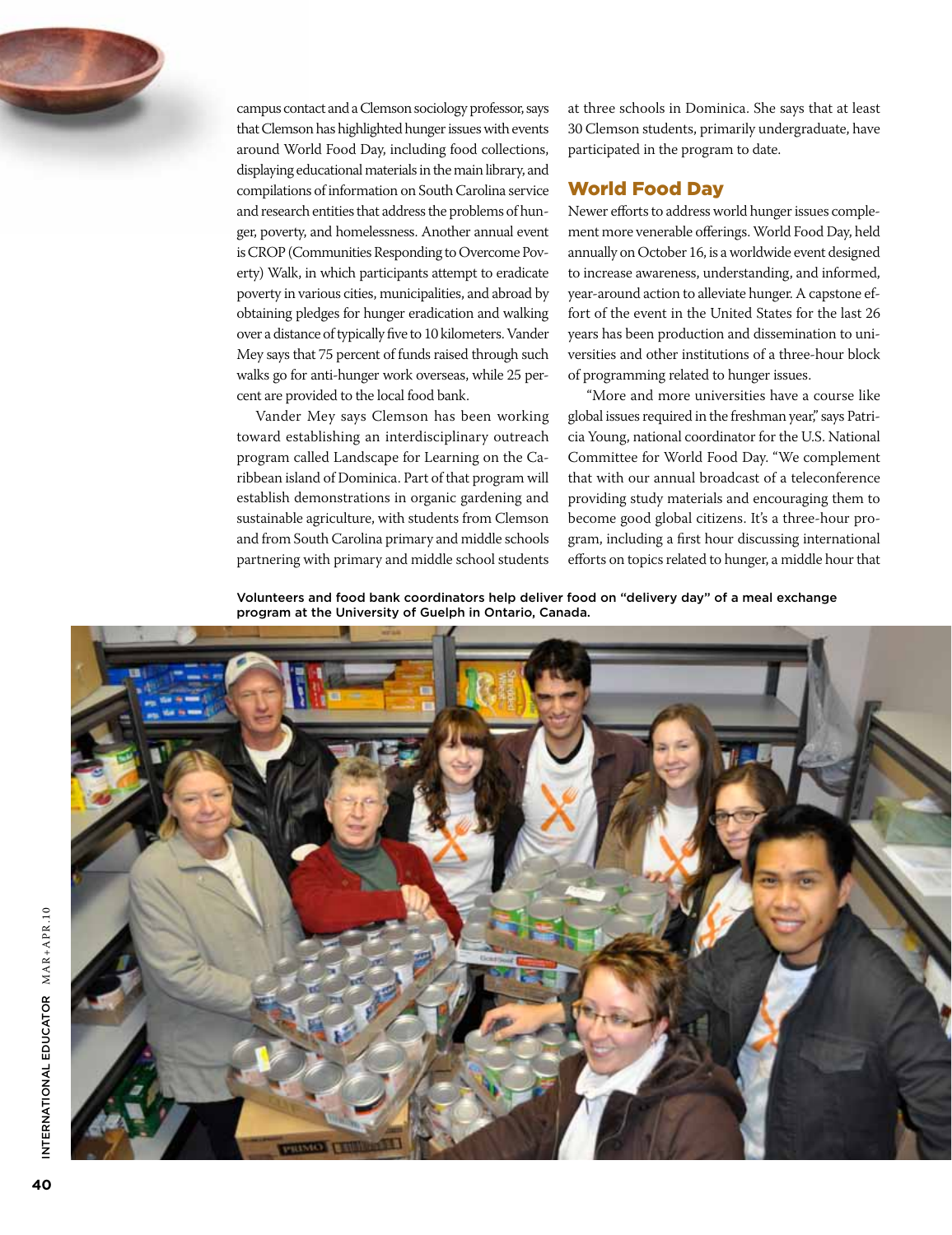campus contact and a Clemson sociology professor, says that Clemson has highlighted hunger issues with events around World Food Day, including food collections, displaying educational materials in the main library, and compilations of information on South Carolina service and research entities that address the problems of hunger, poverty, and homelessness. Another annual event is CROP (Communities Responding to Overcome Poverty) Walk, in which participants attempt to eradicate poverty in various cities, municipalities, and abroad by obtaining pledges for hunger eradication and walking over a distance of typically five to 10 kilometers. Vander Mey says that 75 percent of funds raised through such walks go for anti-hunger work overseas, while 25 percent are provided to the local food bank.

Vander Mey says Clemson has been working toward establishing an interdisciplinary outreach program called Landscape for Learning on the Caribbean island of Dominica. Part of that program will establish demonstrations in organic gardening and sustainable agriculture, with students from Clemson and from South Carolina primary and middle schools partnering with primary and middle school students at three schools in Dominica. She says that at least 30 Clemson students, primarily undergraduate, have participated in the program to date.

## World Food Day

Newer efforts to address world hunger issues complement more venerable offerings. World Food Day, held annually on October 16, is a worldwide event designed to increase awareness, understanding, and informed, year-around action to alleviate hunger. A capstone effort of the event in the United States for the last 26 years has been production and dissemination to universities and other institutions of a three-hour block of programming related to hunger issues.

"More and more universities have a course like global issues required in the freshman year," says Patricia Young, national coordinator for the U.S. National Committee for World Food Day. "We complement that with our annual broadcast of a teleconference providing study materials and encouraging them to become good global citizens. It's a three-hour program, including a first hour discussing international efforts on topics related to hunger, a middle hour that

Volunteers and food bank coordinators help deliver food on "delivery day" of a meal exchange program at the University of Guelph in Ontario, Canada.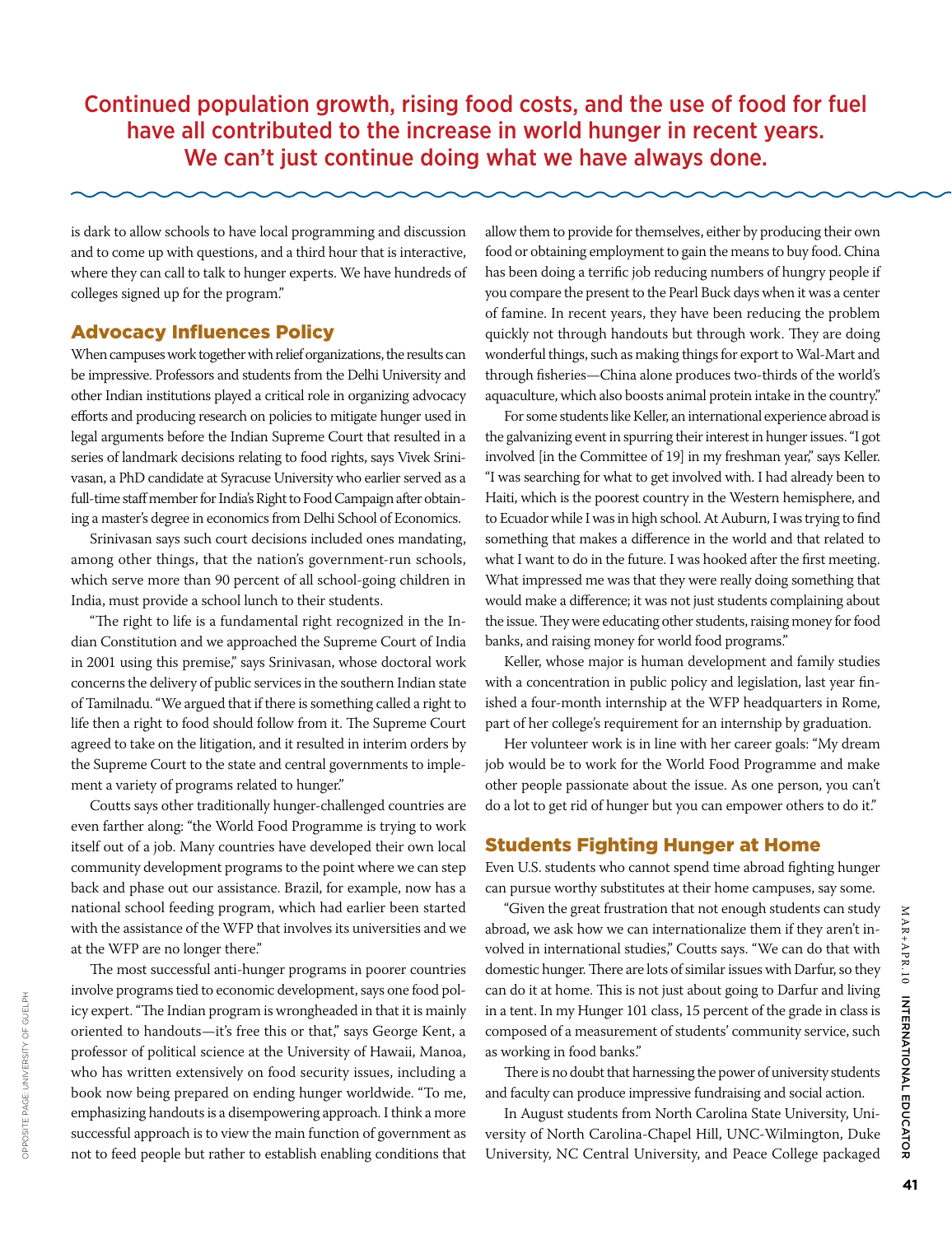Continued population growth, rising food costs, and the use of food for fuel have all contributed to the increase in world hunger in recent years. We can't just continue doing what we have always done.

is dark to allow schools to have local programming and discussion and to come up with questions, and a third hour that is interactive, where they can call to talk to hunger experts. We have hundreds of colleges signed up for the program."

## Advocacy Influences Policy

When campuses work together with relief organizations, the results can be impressive. Professors and students from the Delhi University and other Indian institutions played a critical role in organizing advocacy efforts and producing research on policies to mitigate hunger used in legal arguments before the Indian Supreme Court that resulted in a series of landmark decisions relating to food rights, says Vivek Srinivasan, a PhD candidate at Syracuse University who earlier served as a full-time staff member for India's Right to Food Campaign after obtaining a master's degree in economics from Delhi School of Economics.

Srinivasan says such court decisions included ones mandating, among other things, that the nation's government-run schools, which serve more than 90 percent of all school-going children in India, must provide a school lunch to their students.

"The right to life is a fundamental right recognized in the Indian Constitution and we approached the Supreme Court of India in 2001 using this premise," says Srinivasan, whose doctoral work concerns the delivery of public services in the southern Indian state of Tamilnadu. "We argued that if there is something called a right to life then a right to food should follow from it. The Supreme Court agreed to take on the litigation, and it resulted in interim orders by the Supreme Court to the state and central governments to implement a variety of programs related to hunger."

Coutts says other traditionally hunger-challenged countries are even farther along: "the World Food Programme is trying to work itself out of a job. Many countries have developed their own local community development programs to the point where we can step back and phase out our assistance. Brazil, for example, now has a national school feeding program, which had earlier been started with the assistance of the WFP that involves its universities and we at the WFP are no longer there."

The most successful anti-hunger programs in poorer countries involve programs tied to economic development, says one food policy expert. "The Indian program is wrongheaded in that it is mainly oriented to handouts—it's free this or that," says George Kent, a professor of political science at the University of Hawaii, Manoa, who has written extensively on food security issues, including a book now being prepared on ending hunger worldwide. "To me, emphasizing handouts is a disempowering approach. I think a more successful approach is to view the main function of government as not to feed people but rather to establish enabling conditions that allow them to provide for themselves, either by producing their own food or obtaining employment to gain the means to buy food. China has been doing a terrific job reducing numbers of hungry people if you compare the present to the Pearl Buck days when it was a center of famine. In recent years, they have been reducing the problem quickly not through handouts but through work. They are doing wonderful things, such as making things for export to Wal-Mart and through fisheries—China alone produces two-thirds of the world's aquaculture, which also boosts animal protein intake in the country."

For some students like Keller, an international experience abroad is the galvanizing event in spurring their interest in hunger issues. "I got involved [in the Committee of 19] in my freshman year," says Keller. "I was searching for what to get involved with. I had already been to Haiti, which is the poorest country in the Western hemisphere, and to Ecuador while I was in high school. At Auburn, I was trying to find something that makes a difference in the world and that related to what I want to do in the future. I was hooked after the first meeting. What impressed me was that they were really doing something that would make a difference; it was not just students complaining about the issue. They were educating other students, raising money for food banks, and raising money for world food programs."

Keller, whose major is human development and family studies with a concentration in public policy and legislation, last year finished a four-month internship at the WFP headquarters in Rome, part of her college's requirement for an internship by graduation.

Her volunteer work is in line with her career goals: "My dream job would be to work for the World Food Programme and make other people passionate about the issue. As one person, you can't do a lot to get rid of hunger but you can empower others to do it."

## Students Fighting Hunger at Home

Even U.S. students who cannot spend time abroad fighting hunger can pursue worthy substitutes at their home campuses, say some.

"Given the great frustration that not enough students can study abroad, we ask how we can internationalize them if they aren't involved in international studies," Coutts says. "We can do that with domestic hunger. There are lots of similar issues with Darfur, so they can do it at home. This is not just about going to Darfur and living in a tent. In my Hunger 101 class, 15 percent of the grade in class is composed of a measurement of students' community service, such as working in food banks."

There is no doubt that harnessing the power of university students and faculty can produce impressive fundraising and social action.

In August students from North Carolina State University, University of North Carolina-Chapel Hill, UNC-Wilmington, Duke University, NC Central University, and Peace College packaged

OPPOSITE PAGE: UNIVERSITY OF GUELPH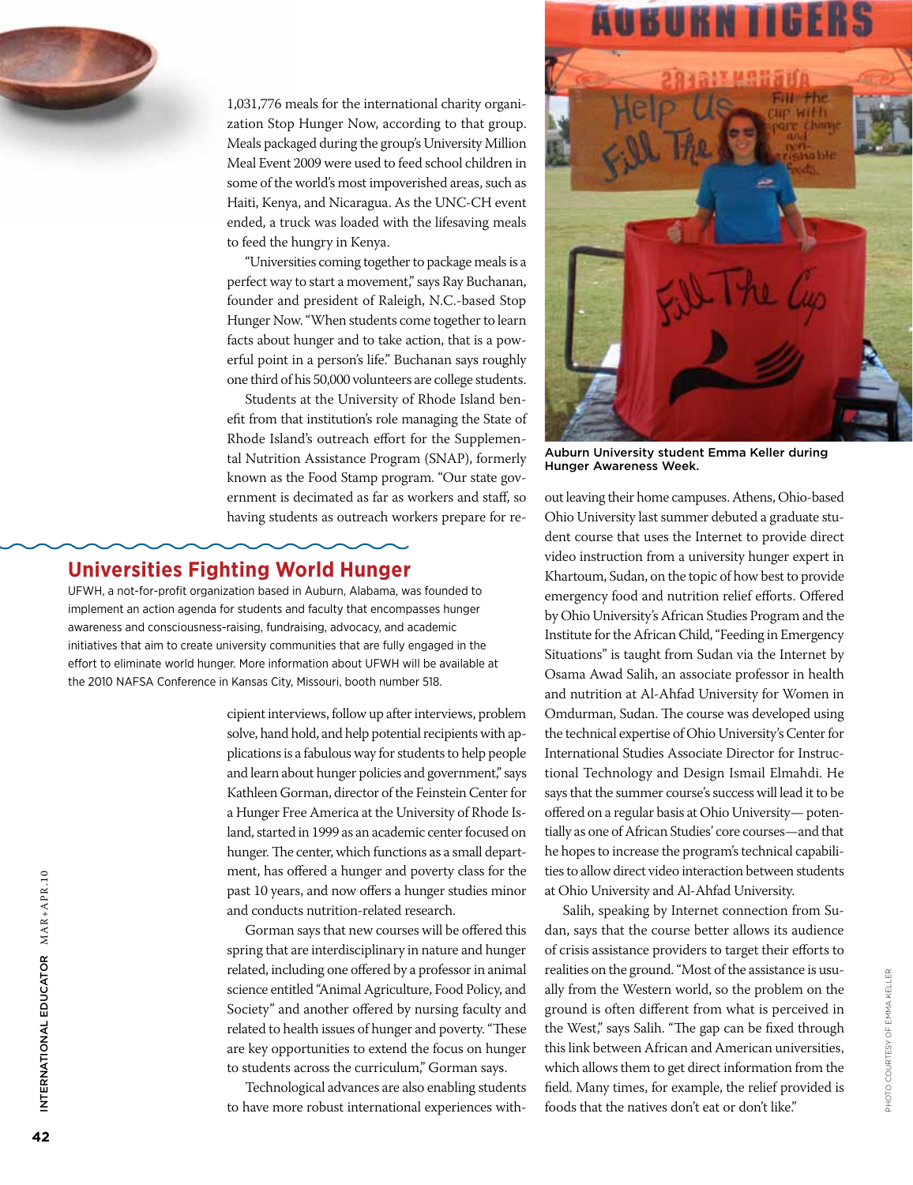1,031,776 meals for the international charity organization Stop Hunger Now, according to that group. Meals packaged during the group's University Million Meal Event 2009 were used to feed school children in some of the world's most impoverished areas, such as Haiti, Kenya, and Nicaragua. As the UNC-CH event ended, a truck was loaded with the lifesaving meals to feed the hungry in Kenya.

"Universities coming together to package meals is a perfect way to start a movement," says Ray Buchanan, founder and president of Raleigh, N.C.-based Stop Hunger Now. "When students come together to learn facts about hunger and to take action, that is a powerful point in a person's life." Buchanan says roughly one third of his 50,000 volunteers are college students.

Students at the University of Rhode Island benefit from that institution's role managing the State of Rhode Island's outreach effort for the Supplemental Nutrition Assistance Program (SNAP), formerly known as the Food Stamp program. "Our state government is decimated as far as workers and staff, so having students as outreach workers prepare for recipient interviews, follow up after interviews, problem solve, hand hold, and help potential recipients with applications is a fabulous way for students to help people and learn about hunger policies and government," says Kathleen Gorman, director of the Feinstein Center for a Hunger Free America at the University of Rhode Island, started in 1999 as an academic center focused on hunger. The center, which functions as a small department, has offered a hunger and poverty class for the past 10 years, and now offers a hunger studies minor and conducts nutrition-related research.

Gorman says that new courses will be offered this spring that are interdisciplinary in nature and hunger related, including one offered by a professor in animal science entitled "Animal Agriculture, Food Policy, and Society" and another offered by nursing faculty and related to health issues of hunger and poverty. "These are key opportunities to extend the focus on hunger to students across the curriculum," Gorman says.

Technological advances are also enabling students to have more robust international experiences without leaving their home campuses. Athens, Ohio-based Ohio University last summer debuted a graduate student course that uses the Internet to provide direct video instruction from a university hunger expert in Khartoum, Sudan, on the topic of how best to provide emergency food and nutrition relief efforts. Offered by Ohio University's African Studies Program and the Institute for the African Child, "Feeding in Emergency Situations" is taught from Sudan via the Internet by Osama Awad Salih, an associate professor in health and nutrition at Al-Ahfad University for Women in Omdurman, Sudan. The course was developed using the technical expertise of Ohio University's Center for International Studies Associate Director for Instructional Technology and Design Ismail Elmahdi. He says that the summer course's success will lead it to be offered on a regular basis at Ohio University— potentially as one of African Studies' core courses—and that he hopes to increase the program's technical capabilities to allow direct video interaction between students at Ohio University and Al-Ahfad University.

Salih, speaking by Internet connection from Sudan, says that the course better allows its audience of crisis assistance providers to target their efforts to realities on the ground. "Most of the assistance is usually from the Western world, so the problem on the ground is often different from what is perceived in the West," says Salih. "The gap can be fixed through this link between African and American universities, which allows them to get direct information from the field. Many times, for example, the relief provided is foods that the natives don't eat or don't like."

## Universities Fighting World Hunger

UFWH, a not-for-profit organization based in Auburn, Alabama, was founded to implement an action agenda for students and faculty that encompasses hunger awareness and consciousness-raising, fundraising, advocacy, and academic initiatives that aim to create university communities that are fully engaged in the effort to eliminate world hunger. More information about UFWH will be available at the 2010 NAFSA Conference in Kansas City, Missouri, booth number 518.

Auburn University student Emma Keller during Hunger Awareness Week.

PHOTO COURTESY OF EMMA KELLER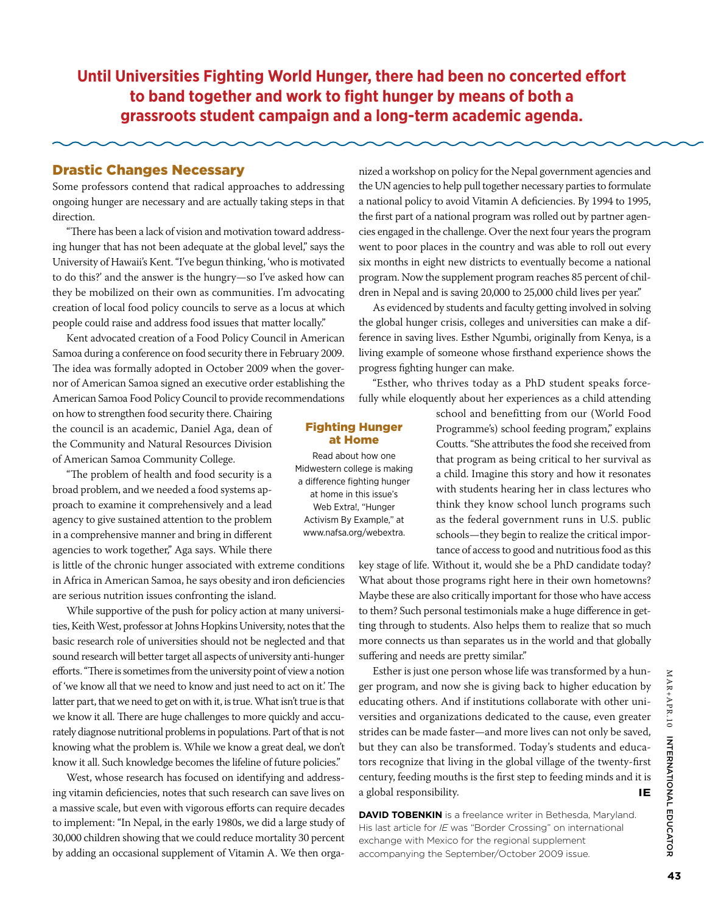**Until Universities Fighting World Hunger, there had been no concerted effort to band together and work to fight hunger by means of both a grassroots student campaign and a long-term academic agenda.**

## Drastic Changes Necessary

Some professors contend that radical approaches to addressing ongoing hunger are necessary and are actually taking steps in that direction.

"There has been a lack of vision and motivation toward addressing hunger that has not been adequate at the global level," says the University of Hawaii's Kent. "I've begun thinking, 'who is motivated to do this?' and the answer is the hungry—so I've asked how can they be mobilized on their own as communities. I'm advocating creation of local food policy councils to serve as a locus at which people could raise and address food issues that matter locally."

Kent advocated creation of a Food Policy Council in American Samoa during a conference on food security there in February 2009. The idea was formally adopted in October 2009 when the governor of American Samoa signed an executive order establishing the American Samoa Food Policy Council to provide recommendations on how to strengthen food security there. Chairing the council is an academic, Daniel Aga, dean of the Community and Natural Resources Division of American Samoa Community College.

"The problem of health and food security is a broad problem, and we needed a food systems approach to examine it comprehensively and a lead agency to give sustained attention to the problem in a comprehensive manner and bring in different agencies to work together," Aga says. While there is little of the chronic hunger associated with extreme conditions in Africa in American Samoa, he says obesity and iron deficiencies are serious nutrition issues confronting the island.

While supportive of the push for policy action at many universities, Keith West, professor at Johns Hopkins University, notes that the basic research role of universities should not be neglected and that sound research will better target all aspects of university anti-hunger efforts. "There is sometimes from the university point of view a notion of 'we know all that we need to know and just need to act on it.' The latter part, that we need to get on with it, is true. What isn't true is that we know it all. There are huge challenges to more quickly and accurately diagnose nutritional problems in populations. Part of that is not knowing what the problem is. While we know a great deal, we don't know it all. Such knowledge becomes the lifeline of future policies."

West, whose research has focused on identifying and addressing vitamin deficiencies, notes that such research can save lives on a massive scale, but even with vigorous efforts can require decades to implement: "In Nepal, in the early 1980s, we did a large study of 30,000 children showing that we could reduce mortality 30 percent by adding an occasional supplement of Vitamin A. We then organized a workshop on policy for the Nepal government agencies and the UN agencies to help pull together necessary parties to formulate a national policy to avoid Vitamin A deficiencies. By 1994 to 1995, the first part of a national program was rolled out by partner agencies engaged in the challenge. Over the next four years the program went to poor places in the country and was able to roll out every six months in eight new districts to eventually become a national program. Now the supplement program reaches 85 percent of children in Nepal and is saving 20,000 to 25,000 child lives per year."

As evidenced by students and faculty getting involved in solving the global hunger crisis, colleges and universities can make a difference in saving lives. Esther Ngumbi, originally from Kenya, is a living example of someone whose firsthand experience shows the progress fighting hunger can make.

"Esther, who thrives today as a PhD student speaks forcefully while eloquently about her experiences as a child attending school and benefitting from our (World Food Programme's) school feeding program," explains Coutts. "She attributes the food she received from that program as being critical to her survival as a child. Imagine this story and how it resonates with students hearing her in class lectures who think they know school lunch programs such as the federal government runs in U.S. public schools—they begin to realize the critical importance of access to good and nutritious food as this key stage of life. Without it, would she be a PhD candidate today? What about those programs right here in their own hometowns? Maybe these are also critically important for those who have access to them? Such personal testimonials make a huge difference in getting through to students. Also helps them to realize that so much more connects us than separates us in the world and that globally suffering and needs are pretty similar."

Esther is just one person whose life was transformed by a hunger program, and now she is giving back to higher education by educating others. And if institutions collaborate with other universities and organizations dedicated to the cause, even greater strides can be made faster—and more lives can not only be saved, but they can also be transformed. Today's students and educators recognize that living in the global village of the twenty-first century, feeding mouths is the first step to feeding minds and it is a global responsibility. **IE**

### Fighting Hunger at Home

Read about how one Midwestern college is making a difference fighting hunger at home in this issue's Web Extra!, "Hunger Activism By Example," at www.nafsa.org/webextra.

**DAVID TOBENKIN** is a freelance writer in Bethesda, Maryland. His last article for *IE* was "Border Crossing" on international exchange with Mexico for the regional supplement accompanying the September/October 2009 issue.